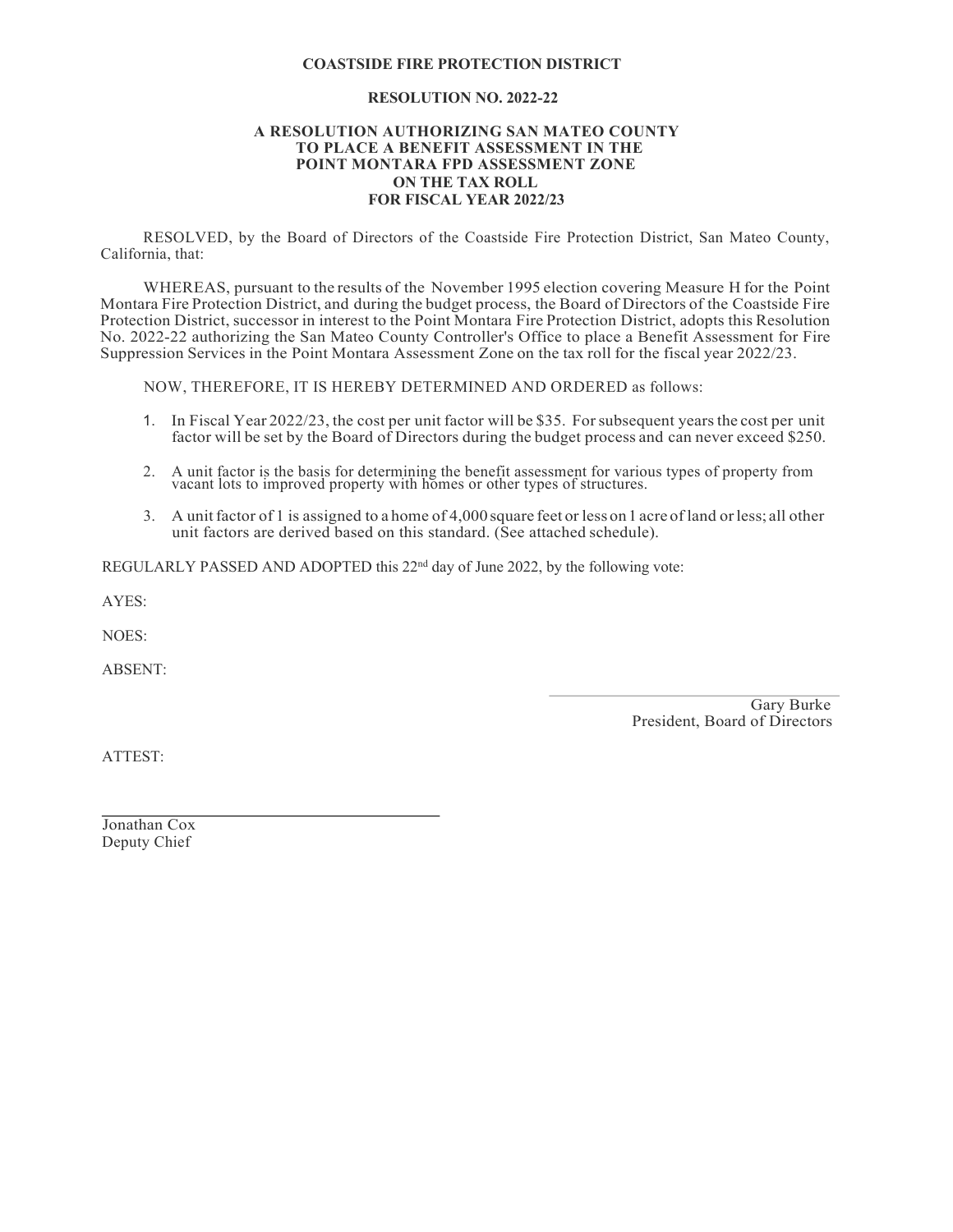**COASTSIDE FIRE PROTECTION DISTRICT**

**RESOLUTION NO. 2022-22**

**A RESOLUTION AUTHORIZING SAN MATEO COUNTY TO PLACE A BENEFIT ASSESSMENT IN THE POINT MONTARA FPD ASSESSMENT ZONE ON THE TAX ROLL FOR FISCAL YEAR 2022/23**

RESOLVED, by the Board of Directors of the Coastside Fire Protection District, San Mateo County, California, that:

WHEREAS, pursuant to the results of the November 1995 election covering Measure H for the Point Montara Fire Protection District, and during the budget process, the Board of Directors of the Coastside Fire Protection District, successor in interest to the Point Montara Fire Protection District, adopts this Resolution No. 2022-22 authorizing the San Mateo County Controller's Office to place a Benefit Assessment for Fire Suppression Services in the Point Montara Assessment Zone on the tax roll for the fiscal year 2022/23.

NOW, THEREFORE, IT IS HEREBY DETERMINED AND ORDERED as follows:

1. In Fiscal Year 2022/23, the cost per unit factor will be $35. For subsequent years the cost per unit factor will be set by the Board of Directors during the budget process and can never exceed $250.
2. A unit factor is the basis for determining the benefit assessment for various types of property from vacant lots to improved property with homes or other types of structures.
3. A unit factor of 1 is assigned to a home of 4,000 square feet or less on 1 acre of land or less; all other unit factors are derived based on this standard. (See attached schedule).

REGULARLY PASSED AND ADOPTED this 22nd day of June 2022, by the following vote:

AYES:

NOES:

ABSENT:

Gary Burke
President, Board of Directors

ATTEST:

Jonathan Cox
Deputy Chief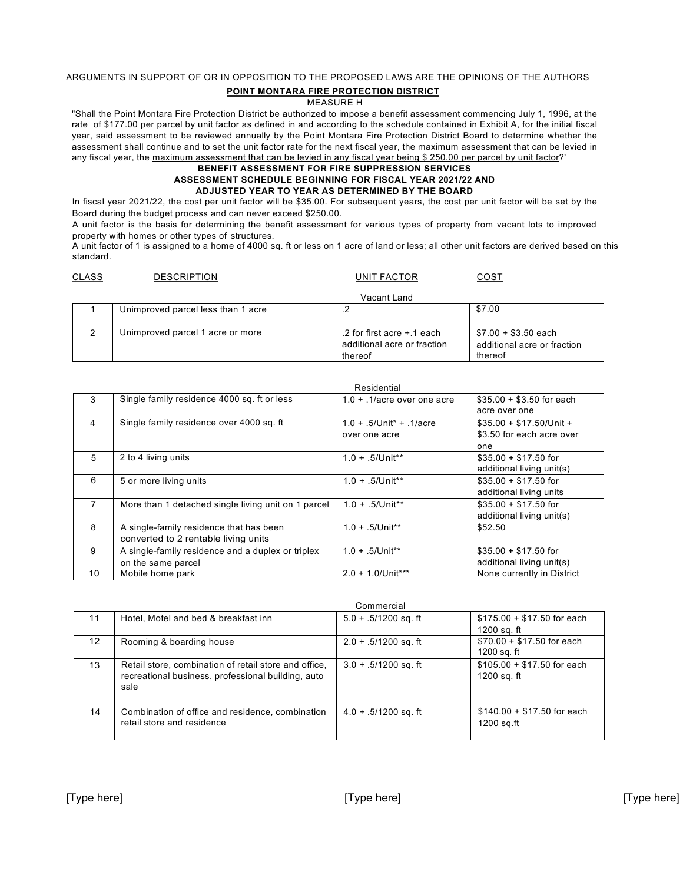ARGUMENTS IN SUPPORT OF OR IN OPPOSITION TO THE PROPOSED LAWS ARE THE OPINIONS OF THE AUTHORS

## POINT MONTARA FIRE PROTECTION DISTRICT

MEASURE H

"Shall the Point Montara Fire Protection District be authorized to impose a benefit assessment commencing July 1, 1996, at the rate of $177.00 per parcel by unit factor as defined in and according to the schedule contained in Exhibit A, for the initial fiscal year, said assessment to be reviewed annually by the Point Montara Fire Protection District Board to determine whether the assessment shall continue and to set the unit factor rate for the next fiscal year, the maximum assessment that can be levied in any fiscal year, the maximum assessment that can be levied in any fiscal year being $ 250.00 per parcel by unit factor?'

### BENEFIT ASSESSMENT FOR FIRE SUPPRESSION SERVICES
### ASSESSMENT SCHEDULE BEGINNING FOR FISCAL YEAR 2021/22 AND ADJUSTED YEAR TO YEAR AS DETERMINED BY THE BOARD

In fiscal year 2021/22, the cost per unit factor will be $35.00. For subsequent years, the cost per unit factor will be set by the Board during the budget process and can never exceed $250.00.

A unit factor is the basis for determining the benefit assessment for various types of property from vacant lots to improved property with homes or other types of structures.

A unit factor of 1 is assigned to a home of 4000 sq. ft or less on 1 acre of land or less; all other unit factors are derived based on this standard.

| CLASS | DESCRIPTION | UNIT FACTOR | COST |
|---|---|---|---|
| | | **Vacant Land** | |
| 1 | Unimproved parcel less than 1 acre | .2 | $7.00 |
| 2 | Unimproved parcel 1 acre or more | .2 for first acre +.1 each additional acre or fraction thereof | $7.00 + $3.50 each additional acre or fraction thereof |
| | | **Residential** | |
| 3 | Single family residence 4000 sq. ft or less | 1.0 + .1/acre over one acre | $35.00 + $3.50 for each acre over one |
| 4 | Single family residence over 4000 sq. ft | 1.0 + .5/Unit* + .1/acre over one acre | $35.00 + $17.50/Unit + $3.50 for each acre over one |
| 5 | 2 to 4 living units | 1.0 + .5/Unit** | $35.00 + $17.50 for additional living unit(s) |
| 6 | 5 or more living units | 1.0 + .5/Unit** | $35.00 + $17.50 for additional living units |
| 7 | More than 1 detached single living unit on 1 parcel | 1.0 + .5/Unit** | $35.00 + $17.50 for additional living unit(s) |
| 8 | A single-family residence that has been converted to 2 rentable living units | 1.0 + .5/Unit** | $52.50 |
| 9 | A single-family residence and a duplex or triplex on the same parcel | 1.0 + .5/Unit** | $35.00 + $17.50 for additional living unit(s) |
| 10 | Mobile home park | 2.0 + 1.0/Unit*** | None currently in District |
| | | **Commercial** | |
| 11 | Hotel, Motel and bed & breakfast inn | 5.0 + .5/1200 sq. ft | $175.00 + $17.50 for each 1200 sq. ft |
| 12 | Rooming & boarding house | 2.0 + .5/1200 sq. ft | $70.00 + $17.50 for each 1200 sq. ft |
| 13 | Retail store, combination of retail store and office, recreational business, professional building, auto sale | 3.0 + .5/1200 sq. ft | $105.00 + $17.50 for each 1200 sq. ft |
| 14 | Combination of office and residence, combination retail store and residence | 4.0 + .5/1200 sq. ft | $140.00 + $17.50 for each 1200 sq.ft |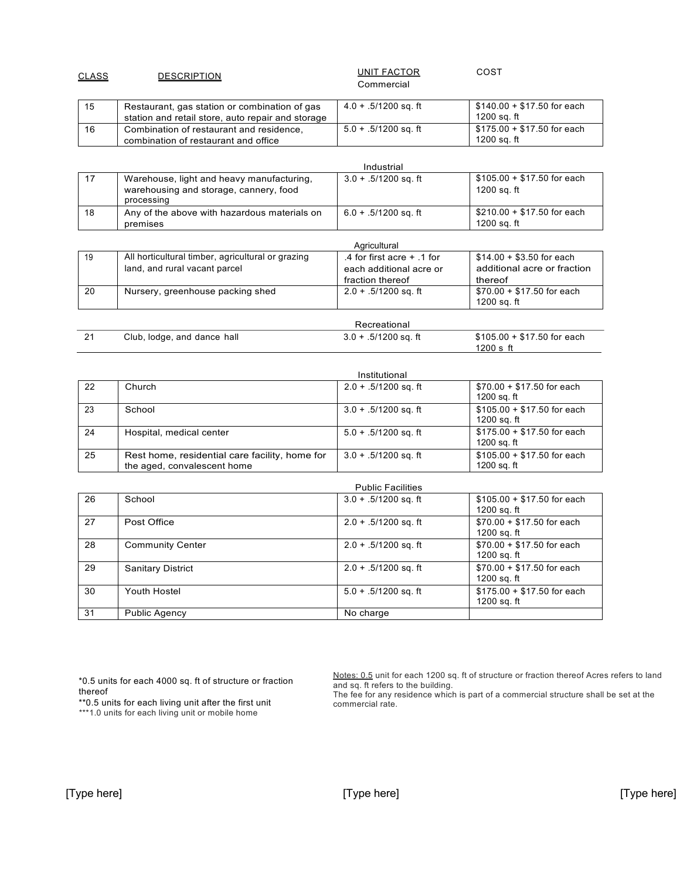| CLASS | DESCRIPTION | UNIT FACTOR | COST |
|---|---|---|---|
| | | Commercial | |
| 15 | Restaurant, gas station or combination of gas station and retail store, auto repair and storage | 4.0 + .5/1200 sq. ft | $140.00 + $17.50 for each 1200 sq. ft |
| 16 | Combination of restaurant and residence, combination of restaurant and office | 5.0 + .5/1200 sq. ft | $175.00 + $17.50 for each 1200 sq. ft |
| | | Industrial | |
| 17 | Warehouse, light and heavy manufacturing, warehousing and storage, cannery, food processing | 3.0 + .5/1200 sq. ft | $105.00 + $17.50 for each 1200 sq. ft |
| 18 | Any of the above with hazardous materials on premises | 6.0 + .5/1200 sq. ft | $210.00 + $17.50 for each 1200 sq. ft |
| | | Agricultural | |
| 19 | All horticultural timber, agricultural or grazing land, and rural vacant parcel | .4 for first acre + .1 for each additional acre or fraction thereof | $14.00 + $3.50 for each additional acre or fraction thereof |
| 20 | Nursery, greenhouse packing shed | 2.0 + .5/1200 sq. ft | $70.00 + $17.50 for each 1200 sq. ft |
| | | Recreational | |
| 21 | Club, lodge, and dance hall | 3.0 + .5/1200 sq. ft | $105.00 + $17.50 for each 1200 s ft |
| | | Institutional | |
| 22 | Church | 2.0 + .5/1200 sq. ft | $70.00 + $17.50 for each 1200 sq. ft |
| 23 | School | 3.0 + .5/1200 sq. ft | $105.00 + $17.50 for each 1200 sq. ft |
| 24 | Hospital, medical center | 5.0 + .5/1200 sq. ft | $175.00 + $17.50 for each 1200 sq. ft |
| 25 | Rest home, residential care facility, home for the aged, convalescent home | 3.0 + .5/1200 sq. ft | $105.00 + $17.50 for each 1200 sq. ft |
| | | Public Facilities | |
| 26 | School | 3.0 + .5/1200 sq. ft | $105.00 + $17.50 for each 1200 sq. ft |
| 27 | Post Office | 2.0 + .5/1200 sq. ft | $70.00 + $17.50 for each 1200 sq. ft |
| 28 | Community Center | 2.0 + .5/1200 sq. ft | $70.00 + $17.50 for each 1200 sq. ft |
| 29 | Sanitary District | 2.0 + .5/1200 sq. ft | $70.00 + $17.50 for each 1200 sq. ft |
| 30 | Youth Hostel | 5.0 + .5/1200 sq. ft | $175.00 + $17.50 for each 1200 sq. ft |
| 31 | Public Agency | No charge | |

*0.5 units for each 4000 sq. ft of structure or fraction thereof
**0.5 units for each living unit after the first unit
***1.0 units for each living unit or mobile home

Notes: 0.5 unit for each 1200 sq. ft of structure or fraction thereof Acres refers to land and sq. ft refers to the building.
The fee for any residence which is part of a commercial structure shall be set at the commercial rate.